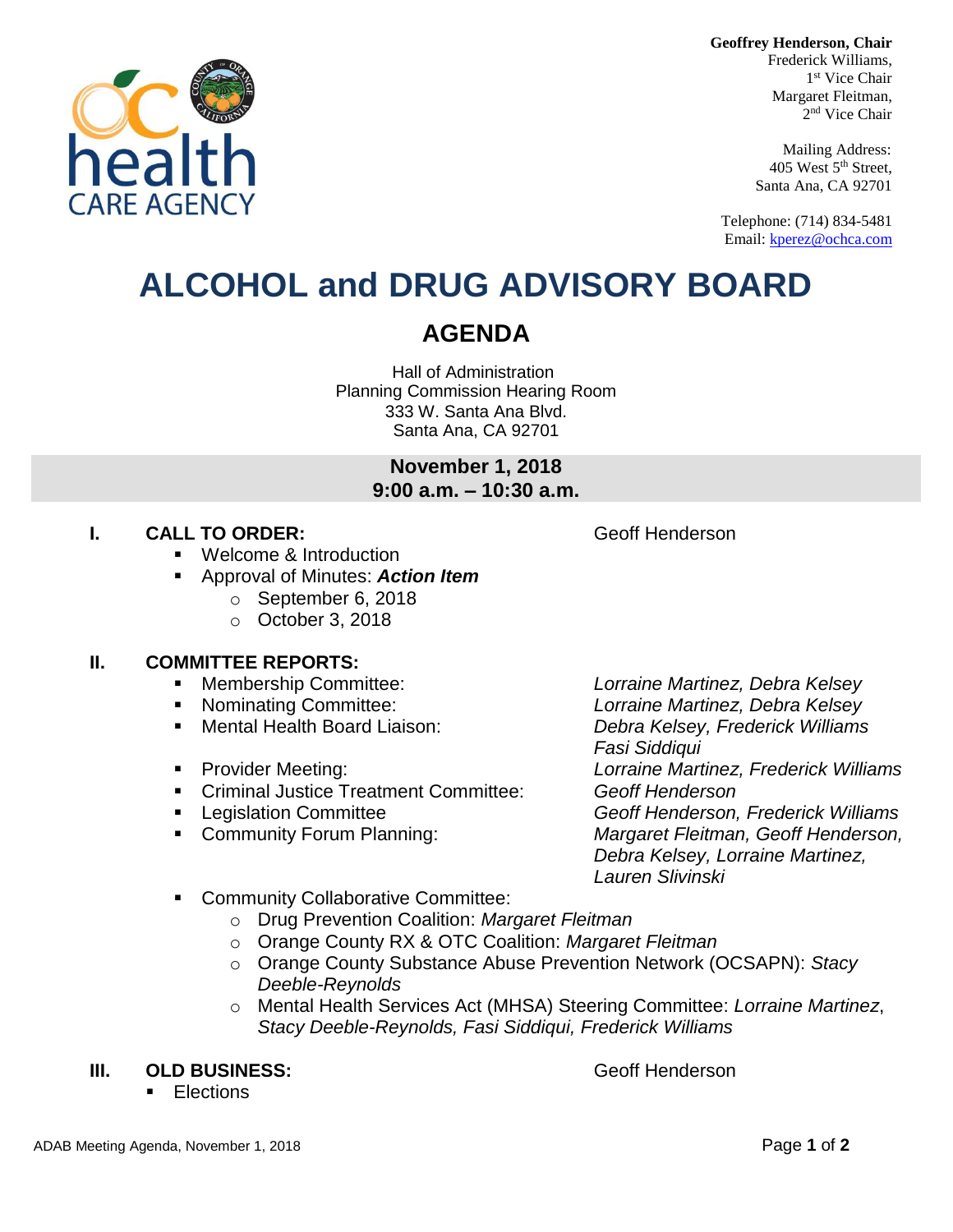**Geoffrey Henderson, Chair**
Frederick Williams,
1st Vice Chair
Margaret Fleitman,
2nd Vice Chair

Mailing Address:
405 West 5th Street,
Santa Ana, CA 92701

Telephone: (714) 834-5481
Email: kperez@ochca.com

# ALCOHOL and DRUG ADVISORY BOARD

## AGENDA

Hall of Administration
Planning Commission Hearing Room
333 W. Santa Ana Blvd.
Santa Ana, CA 92701

**November 1, 2018**
**9:00 a.m. – 10:30 a.m.**

### I. CALL TO ORDER: Geoff Henderson

- Welcome & Introduction
- Approval of Minutes: ***Action Item***
  - September 6, 2018
  - October 3, 2018

### II. COMMITTEE REPORTS:

- Membership Committee: *Lorraine Martinez, Debra Kelsey*
- Nominating Committee: *Lorraine Martinez, Debra Kelsey*
- Mental Health Board Liaison: *Debra Kelsey, Frederick Williams Fasi Siddiqui*
- Provider Meeting: *Lorraine Martinez, Frederick Williams*
- Criminal Justice Treatment Committee: *Geoff Henderson*
- Legislation Committee *Geoff Henderson, Frederick Williams*
- Community Forum Planning: *Margaret Fleitman, Geoff Henderson, Debra Kelsey, Lorraine Martinez, Lauren Slivinski*
- Community Collaborative Committee:
  - Drug Prevention Coalition: *Margaret Fleitman*
  - Orange County RX & OTC Coalition: *Margaret Fleitman*
  - Orange County Substance Abuse Prevention Network (OCSAPN): *Stacy Deeble-Reynolds*
  - Mental Health Services Act (MHSA) Steering Committee: *Lorraine Martinez*, *Stacy Deeble-Reynolds, Fasi Siddiqui, Frederick Williams*

### III. OLD BUSINESS: Geoff Henderson

- Elections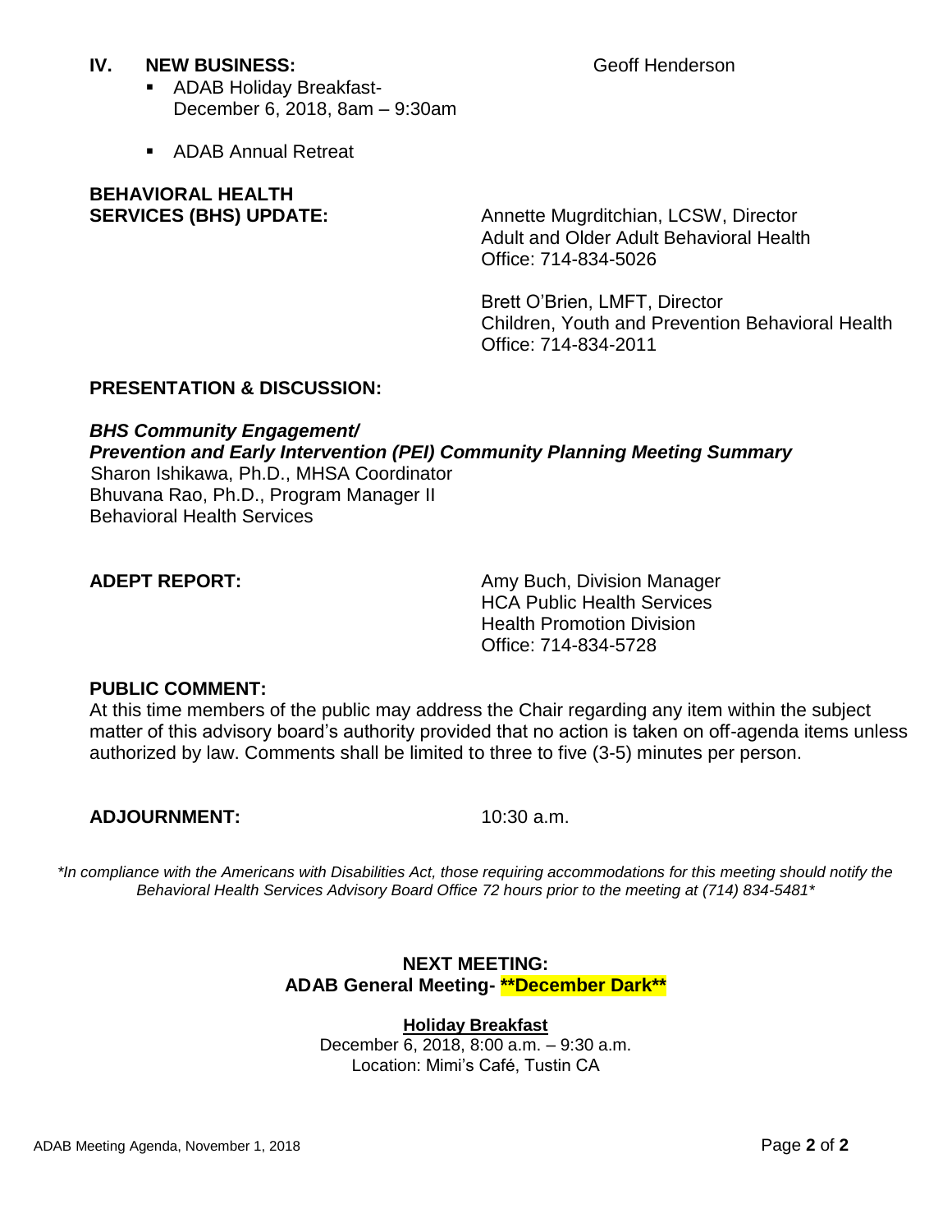## IV. NEW BUSINESS:

Geoff Henderson

- ADAB Holiday Breakfast- December 6, 2018, 8am – 9:30am
- ADAB Annual Retreat

**BEHAVIORAL HEALTH SERVICES (BHS) UPDATE:**

Annette Mugrditchian, LCSW, Director
Adult and Older Adult Behavioral Health
Office: 714-834-5026

Brett O'Brien, LMFT, Director
Children, Youth and Prevention Behavioral Health
Office: 714-834-2011

**PRESENTATION & DISCUSSION:**

***BHS Community Engagement/***
***Prevention and Early Intervention (PEI) Community Planning Meeting Summary***
Sharon Ishikawa, Ph.D., MHSA Coordinator
Bhuvana Rao, Ph.D., Program Manager II
Behavioral Health Services

**ADEPT REPORT:**

Amy Buch, Division Manager
HCA Public Health Services
Health Promotion Division
Office: 714-834-5728

**PUBLIC COMMENT:**
At this time members of the public may address the Chair regarding any item within the subject matter of this advisory board's authority provided that no action is taken on off-agenda items unless authorized by law. Comments shall be limited to three to five (3-5) minutes per person.

**ADJOURNMENT:** 10:30 a.m.

*\*In compliance with the Americans with Disabilities Act, those requiring accommodations for this meeting should notify the Behavioral Health Services Advisory Board Office 72 hours prior to the meeting at (714) 834-5481\**

**NEXT MEETING:**
**ADAB General Meeting- \*\*December Dark\*\***

**Holiday Breakfast**
December 6, 2018, 8:00 a.m. – 9:30 a.m.
Location: Mimi's Café, Tustin CA